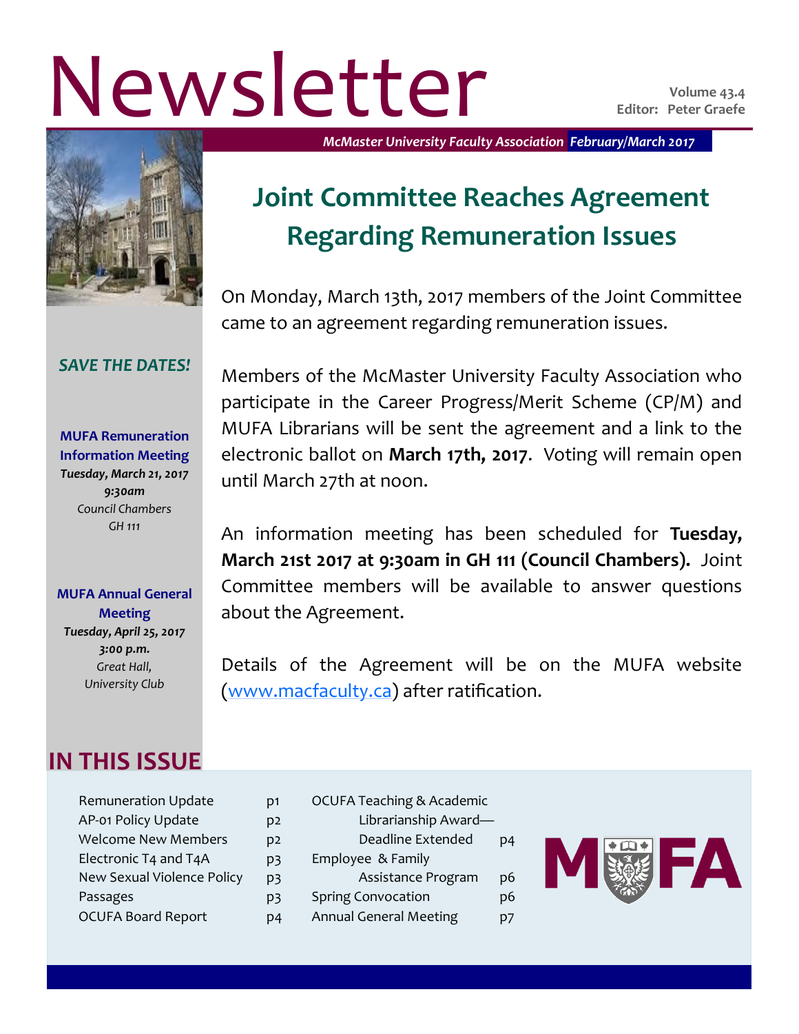# Newsletter

Volume 43.4
Editor: Peter Graefe

*McMaster University Faculty Association* ***February/March 2017***

## Joint Committee Reaches Agreement Regarding Remuneration Issues

On Monday, March 13th, 2017 members of the Joint Committee came to an agreement regarding remuneration issues.

Members of the McMaster University Faculty Association who participate in the Career Progress/Merit Scheme (CP/M) and MUFA Librarians will be sent the agreement and a link to the electronic ballot on **March 17th, 2017**. Voting will remain open until March 27th at noon.

An information meeting has been scheduled for **Tuesday, March 21st 2017 at 9:30am in GH 111 (Council Chambers).** Joint Committee members will be available to answer questions about the Agreement.

Details of the Agreement will be on the MUFA website (www.macfaculty.ca) after ratification.

### *SAVE THE DATES!*

**MUFA Remuneration Information Meeting**
***Tuesday, March 21, 2017***
***9:30am***
*Council Chambers*
*GH 111*

**MUFA Annual General Meeting**
***Tuesday, April 25, 2017***
***3:00 p.m.***
*Great Hall,*
*University Club*

## IN THIS ISSUE

| | |
|---|---|
| Remuneration Update | p1 |
| AP-01 Policy Update | p2 |
| Welcome New Members | p2 |
| Electronic T4 and T4A | p3 |
| New Sexual Violence Policy | p3 |
| Passages | p3 |
| OCUFA Board Report | p4 |
| OCUFA Teaching & Academic Librarianship Award—Deadline Extended | p4 |
| Employee & Family Assistance Program | p6 |
| Spring Convocation | p6 |
| Annual General Meeting | p7 |

MUFA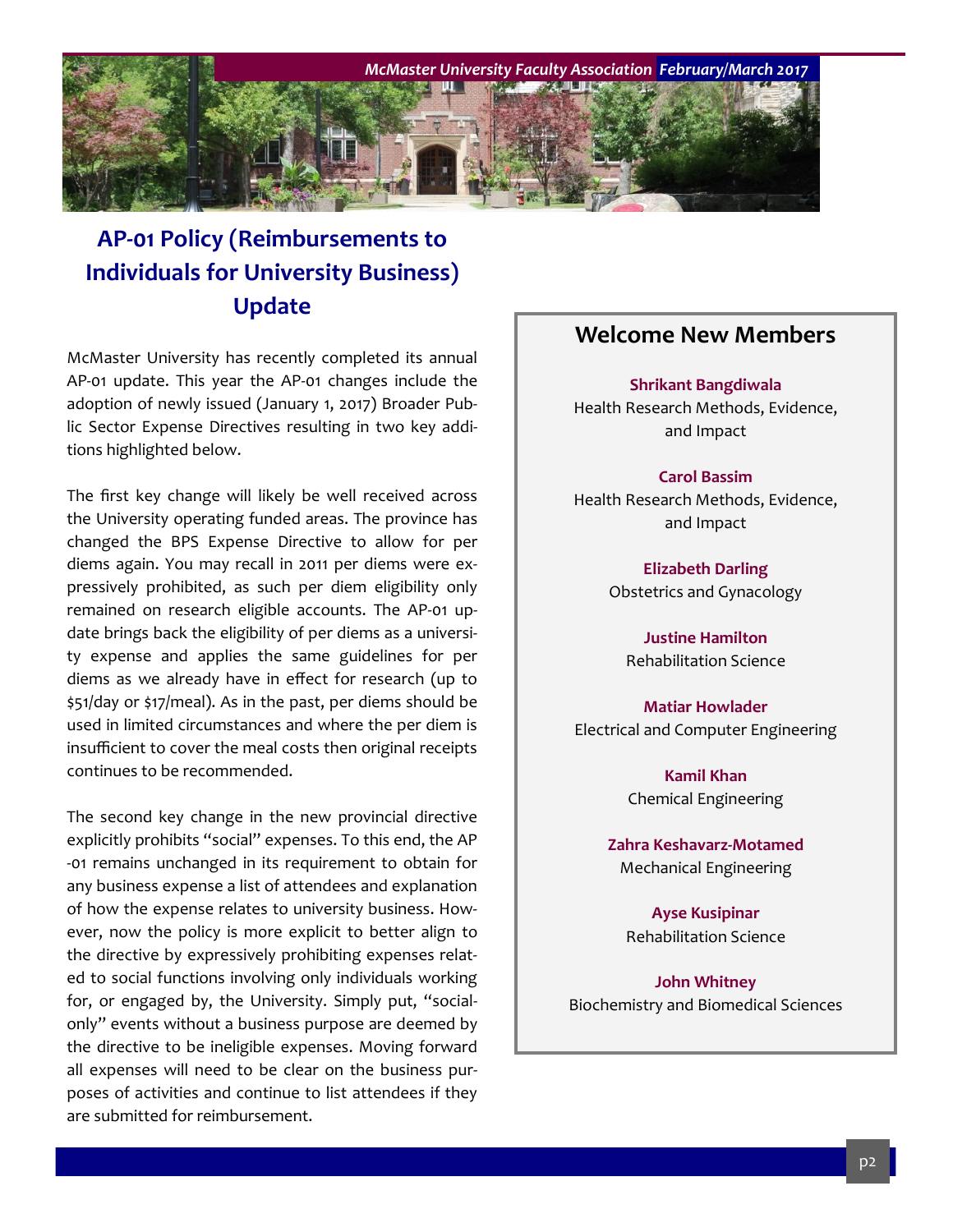# AP-01 Policy (Reimbursements to Individuals for University Business) Update

McMaster University has recently completed its annual AP-01 update. This year the AP-01 changes include the adoption of newly issued (January 1, 2017) Broader Public Sector Expense Directives resulting in two key additions highlighted below.

The first key change will likely be well received across the University operating funded areas. The province has changed the BPS Expense Directive to allow for per diems again. You may recall in 2011 per diems were expressively prohibited, as such per diem eligibility only remained on research eligible accounts. The AP-01 update brings back the eligibility of per diems as a university expense and applies the same guidelines for per diems as we already have in effect for research (up to $51/day or $17/meal). As in the past, per diems should be used in limited circumstances and where the per diem is insufficient to cover the meal costs then original receipts continues to be recommended.

The second key change in the new provincial directive explicitly prohibits "social" expenses. To this end, the AP-01 remains unchanged in its requirement to obtain for any business expense a list of attendees and explanation of how the expense relates to university business. However, now the policy is more explicit to better align to the directive by expressively prohibiting expenses related to social functions involving only individuals working for, or engaged by, the University. Simply put, "social-only" events without a business purpose are deemed by the directive to be ineligible expenses. Moving forward all expenses will need to be clear on the business purposes of activities and continue to list attendees if they are submitted for reimbursement.

## Welcome New Members

**Shrikant Bangdiwala**
Health Research Methods, Evidence, and Impact

**Carol Bassim**
Health Research Methods, Evidence, and Impact

**Elizabeth Darling**
Obstetrics and Gynacology

**Justine Hamilton**
Rehabilitation Science

**Matiar Howlader**
Electrical and Computer Engineering

**Kamil Khan**
Chemical Engineering

**Zahra Keshavarz-Motamed**
Mechanical Engineering

**Ayse Kusipinar**
Rehabilitation Science

**John Whitney**
Biochemistry and Biomedical Sciences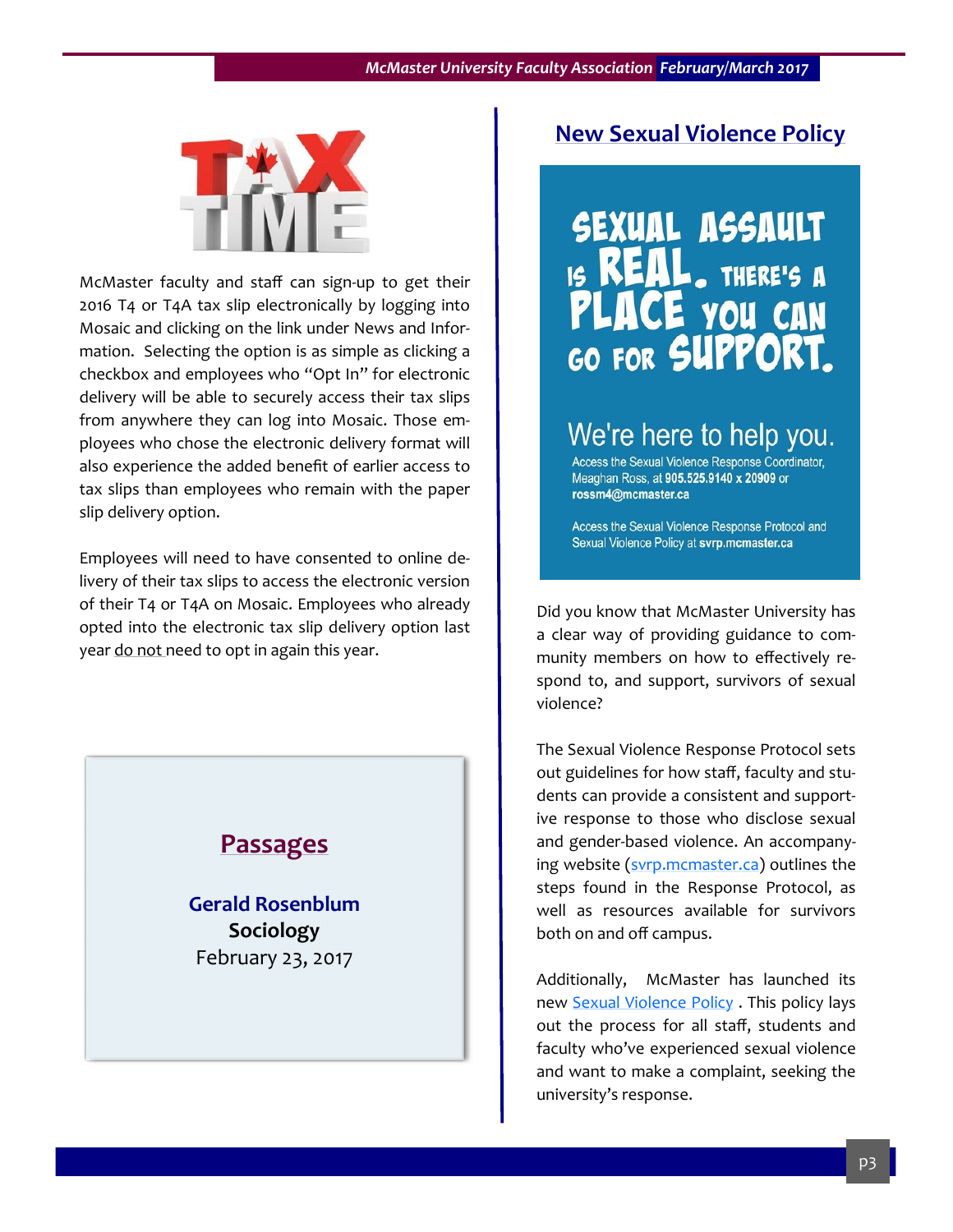TAX TIME

McMaster faculty and staff can sign-up to get their 2016 T4 or T4A tax slip electronically by logging into Mosaic and clicking on the link under News and Information. Selecting the option is as simple as clicking a checkbox and employees who “Opt In” for electronic delivery will be able to securely access their tax slips from anywhere they can log into Mosaic. Those employees who chose the electronic delivery format will also experience the added benefit of earlier access to tax slips than employees who remain with the paper slip delivery option.

Employees will need to have consented to online delivery of their tax slips to access the electronic version of their T4 or T4A on Mosaic. Employees who already opted into the electronic tax slip delivery option last year do not need to opt in again this year.

## Passages

**Gerald Rosenblum**
**Sociology**
February 23, 2017

## New Sexual Violence Policy

SEXUAL ASSAULT IS REAL. THERE'S A PLACE YOU CAN GO FOR SUPPORT.

We're here to help you.

Access the Sexual Violence Response Coordinator, Meaghan Ross, at **905.525.9140 x 20909** or **rossm4@mcmaster.ca**

Access the Sexual Violence Response Protocol and Sexual Violence Policy at **svrp.mcmaster.ca**

Did you know that McMaster University has a clear way of providing guidance to community members on how to effectively respond to, and support, survivors of sexual violence?

The Sexual Violence Response Protocol sets out guidelines for how staff, faculty and students can provide a consistent and supportive response to those who disclose sexual and gender-based violence. An accompanying website (svrp.mcmaster.ca) outlines the steps found in the Response Protocol, as well as resources available for survivors both on and off campus.

Additionally, McMaster has launched its new Sexual Violence Policy . This policy lays out the process for all staff, students and faculty who've experienced sexual violence and want to make a complaint, seeking the university's response.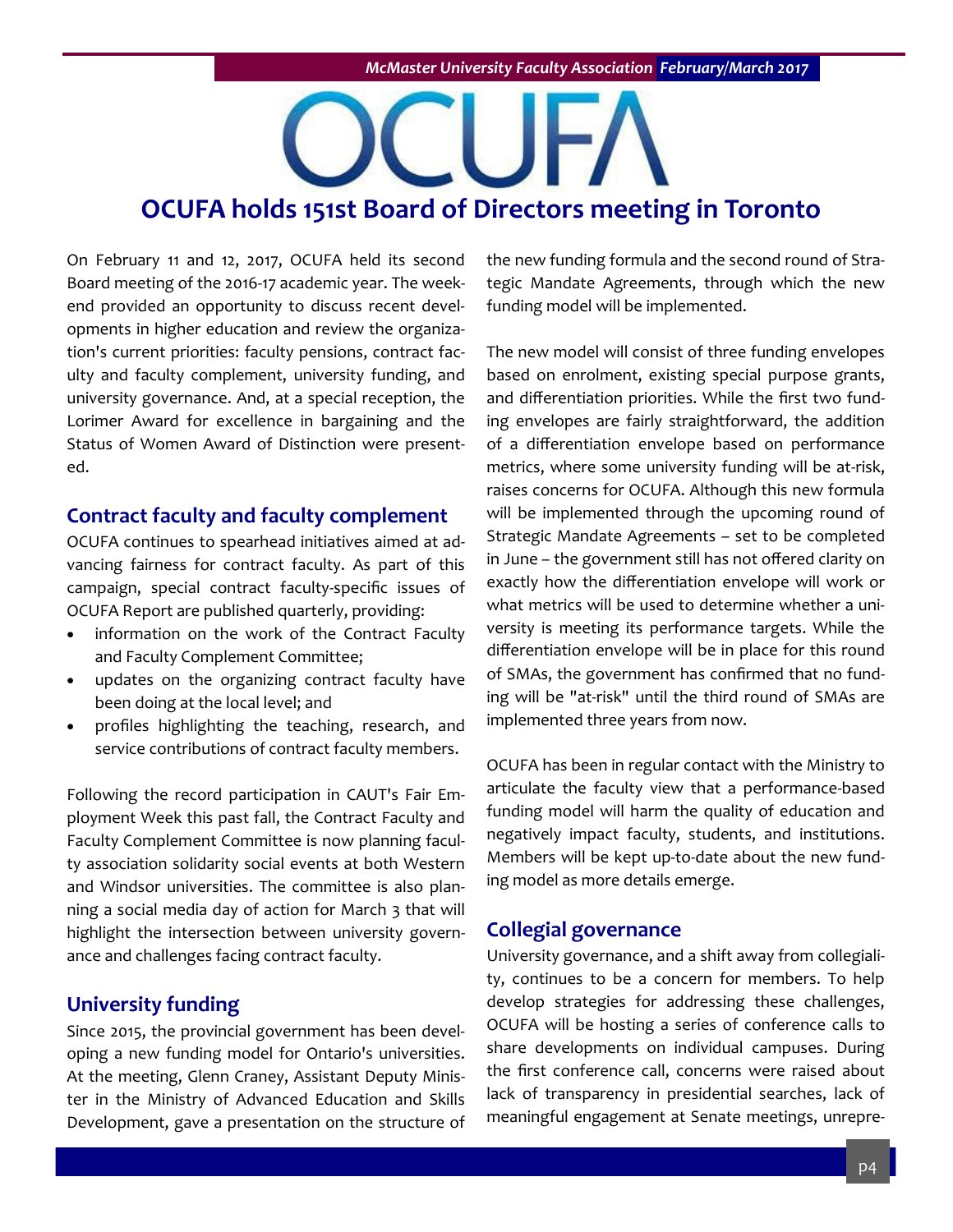# OCUFA holds 151st Board of Directors meeting in Toronto

On February 11 and 12, 2017, OCUFA held its second Board meeting of the 2016-17 academic year. The weekend provided an opportunity to discuss recent developments in higher education and review the organization's current priorities: faculty pensions, contract faculty and faculty complement, university funding, and university governance. And, at a special reception, the Lorimer Award for excellence in bargaining and the Status of Women Award of Distinction were presented.

## Contract faculty and faculty complement

OCUFA continues to spearhead initiatives aimed at advancing fairness for contract faculty. As part of this campaign, special contract faculty-specific issues of OCUFA Report are published quarterly, providing:

- information on the work of the Contract Faculty and Faculty Complement Committee;
- updates on the organizing contract faculty have been doing at the local level; and
- profiles highlighting the teaching, research, and service contributions of contract faculty members.

Following the record participation in CAUT's Fair Employment Week this past fall, the Contract Faculty and Faculty Complement Committee is now planning faculty association solidarity social events at both Western and Windsor universities. The committee is also planning a social media day of action for March 3 that will highlight the intersection between university governance and challenges facing contract faculty.

## University funding

Since 2015, the provincial government has been developing a new funding model for Ontario's universities. At the meeting, Glenn Craney, Assistant Deputy Minister in the Ministry of Advanced Education and Skills Development, gave a presentation on the structure of the new funding formula and the second round of Strategic Mandate Agreements, through which the new funding model will be implemented.

The new model will consist of three funding envelopes based on enrolment, existing special purpose grants, and differentiation priorities. While the first two funding envelopes are fairly straightforward, the addition of a differentiation envelope based on performance metrics, where some university funding will be at-risk, raises concerns for OCUFA. Although this new formula will be implemented through the upcoming round of Strategic Mandate Agreements – set to be completed in June – the government still has not offered clarity on exactly how the differentiation envelope will work or what metrics will be used to determine whether a university is meeting its performance targets. While the differentiation envelope will be in place for this round of SMAs, the government has confirmed that no funding will be "at-risk" until the third round of SMAs are implemented three years from now.

OCUFA has been in regular contact with the Ministry to articulate the faculty view that a performance-based funding model will harm the quality of education and negatively impact faculty, students, and institutions. Members will be kept up-to-date about the new funding model as more details emerge.

## Collegial governance

University governance, and a shift away from collegiality, continues to be a concern for members. To help develop strategies for addressing these challenges, OCUFA will be hosting a series of conference calls to share developments on individual campuses. During the first conference call, concerns were raised about lack of transparency in presidential searches, lack of meaningful engagement at Senate meetings, unrepre-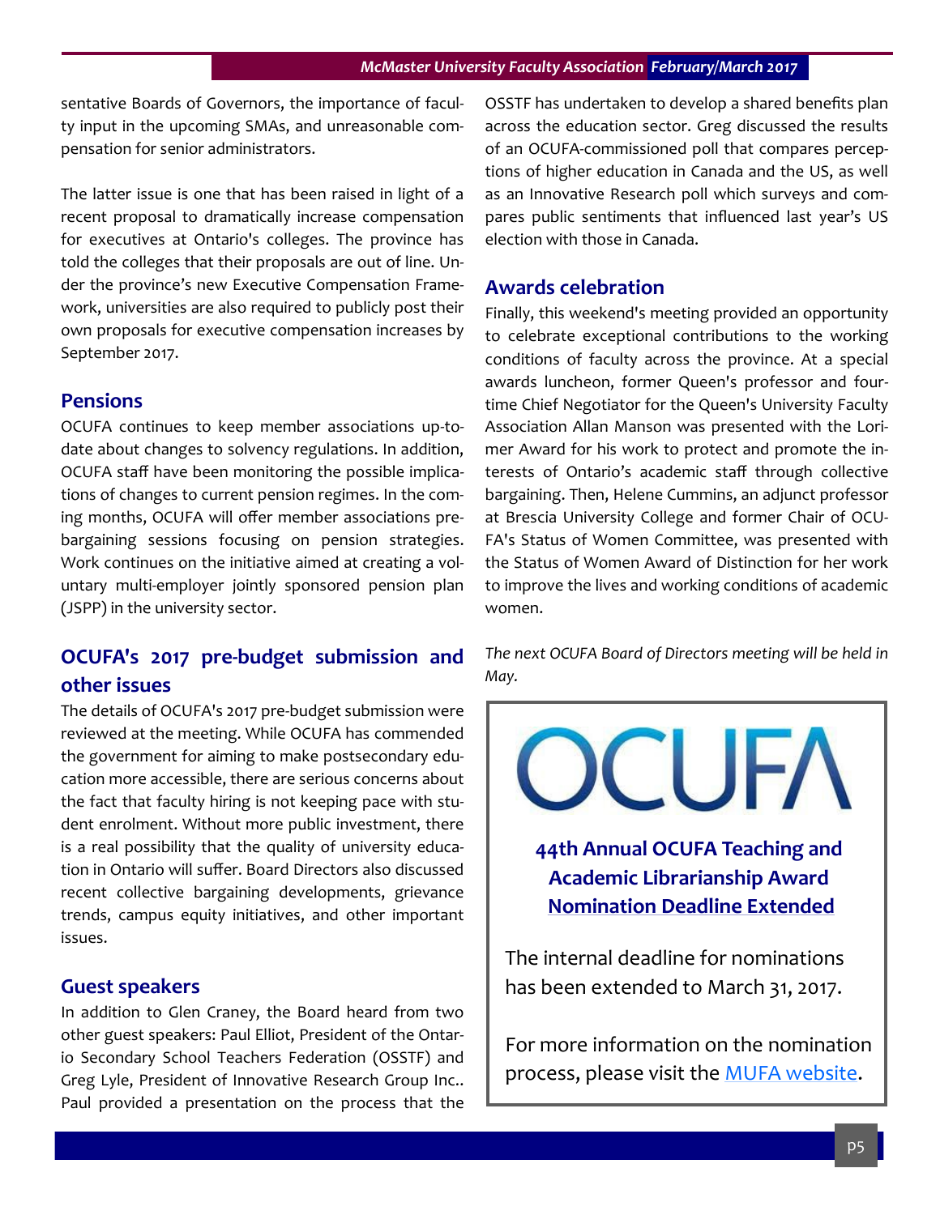sentative Boards of Governors, the importance of faculty input in the upcoming SMAs, and unreasonable compensation for senior administrators.

The latter issue is one that has been raised in light of a recent proposal to dramatically increase compensation for executives at Ontario's colleges. The province has told the colleges that their proposals are out of line. Under the province's new Executive Compensation Framework, universities are also required to publicly post their own proposals for executive compensation increases by September 2017.

## Pensions

OCUFA continues to keep member associations up-to-date about changes to solvency regulations. In addition, OCUFA staff have been monitoring the possible implications of changes to current pension regimes. In the coming months, OCUFA will offer member associations pre-bargaining sessions focusing on pension strategies. Work continues on the initiative aimed at creating a voluntary multi-employer jointly sponsored pension plan (JSPP) in the university sector.

## OCUFA's 2017 pre-budget submission and other issues

The details of OCUFA's 2017 pre-budget submission were reviewed at the meeting. While OCUFA has commended the government for aiming to make postsecondary education more accessible, there are serious concerns about the fact that faculty hiring is not keeping pace with student enrolment. Without more public investment, there is a real possibility that the quality of university education in Ontario will suffer. Board Directors also discussed recent collective bargaining developments, grievance trends, campus equity initiatives, and other important issues.

## Guest speakers

In addition to Glen Craney, the Board heard from two other guest speakers: Paul Elliot, President of the Ontario Secondary School Teachers Federation (OSSTF) and Greg Lyle, President of Innovative Research Group Inc.. Paul provided a presentation on the process that the OSSTF has undertaken to develop a shared benefits plan across the education sector. Greg discussed the results of an OCUFA-commissioned poll that compares perceptions of higher education in Canada and the US, as well as an Innovative Research poll which surveys and compares public sentiments that influenced last year's US election with those in Canada.

## Awards celebration

Finally, this weekend's meeting provided an opportunity to celebrate exceptional contributions to the working conditions of faculty across the province. At a special awards luncheon, former Queen's professor and four-time Chief Negotiator for the Queen's University Faculty Association Allan Manson was presented with the Lorimer Award for his work to protect and promote the interests of Ontario's academic staff through collective bargaining. Then, Helene Cummins, an adjunct professor at Brescia University College and former Chair of OCUFA's Status of Women Committee, was presented with the Status of Women Award of Distinction for her work to improve the lives and working conditions of academic women.

*The next OCUFA Board of Directors meeting will be held in May.*

---

OCUFA

**44th Annual OCUFA Teaching and Academic Librarianship Award Nomination Deadline Extended**

The internal deadline for nominations has been extended to March 31, 2017.

For more information on the nomination process, please visit the MUFA website.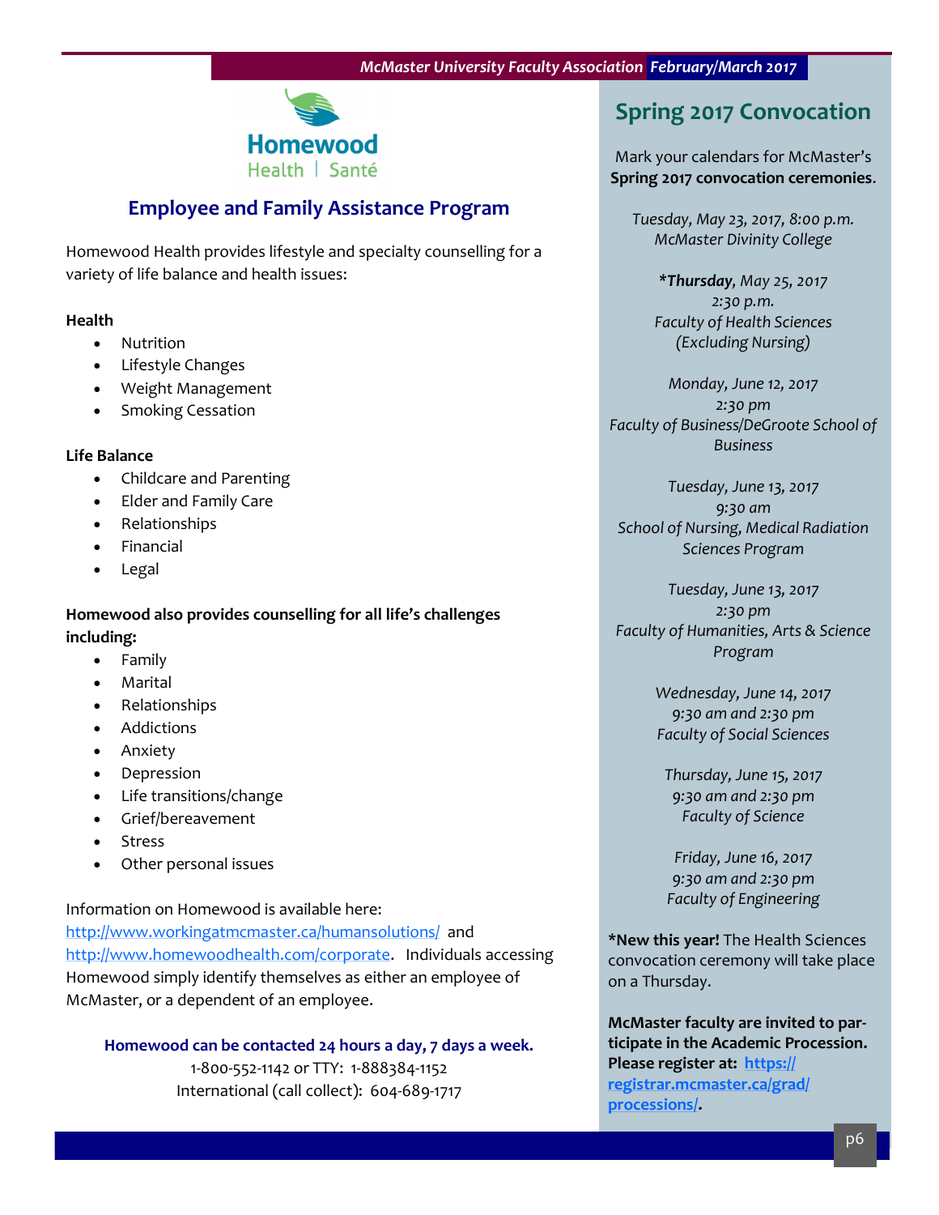Homewood Health | Santé

## Employee and Family Assistance Program

Homewood Health provides lifestyle and specialty counselling for a variety of life balance and health issues:

**Health**

- Nutrition
- Lifestyle Changes
- Weight Management
- Smoking Cessation

**Life Balance**

- Childcare and Parenting
- Elder and Family Care
- Relationships
- Financial
- Legal

**Homewood also provides counselling for all life's challenges including:**

- Family
- Marital
- Relationships
- Addictions
- Anxiety
- Depression
- Life transitions/change
- Grief/bereavement
- Stress
- Other personal issues

Information on Homewood is available here: http://www.workingatmcmaster.ca/humansolutions/ and http://www.homewoodhealth.com/corporate. Individuals accessing Homewood simply identify themselves as either an employee of McMaster, or a dependent of an employee.

**Homewood can be contacted 24 hours a day, 7 days a week.**

1-800-552-1142 or TTY: 1-888384-1152

International (call collect): 604-689-1717

## Spring 2017 Convocation

Mark your calendars for McMaster's **Spring 2017 convocation ceremonies**.

*Tuesday, May 23, 2017, 8:00 p.m.*
*McMaster Divinity College*

***Thursday**, May 25, 2017*
*2:30 p.m.*
*Faculty of Health Sciences (Excluding Nursing)*

*Monday, June 12, 2017*
*2:30 pm*
*Faculty of Business/DeGroote School of Business*

*Tuesday, June 13, 2017*
*9:30 am*
*School of Nursing, Medical Radiation Sciences Program*

*Tuesday, June 13, 2017*
*2:30 pm*
*Faculty of Humanities, Arts & Science Program*

*Wednesday, June 14, 2017*
*9:30 am and 2:30 pm*
*Faculty of Social Sciences*

*Thursday, June 15, 2017*
*9:30 am and 2:30 pm*
*Faculty of Science*

*Friday, June 16, 2017*
*9:30 am and 2:30 pm*
*Faculty of Engineering*

***New this year!** The Health Sciences convocation ceremony will take place on a Thursday.

**McMaster faculty are invited to participate in the Academic Procession. Please register at: https://registrar.mcmaster.ca/grad/processions/.**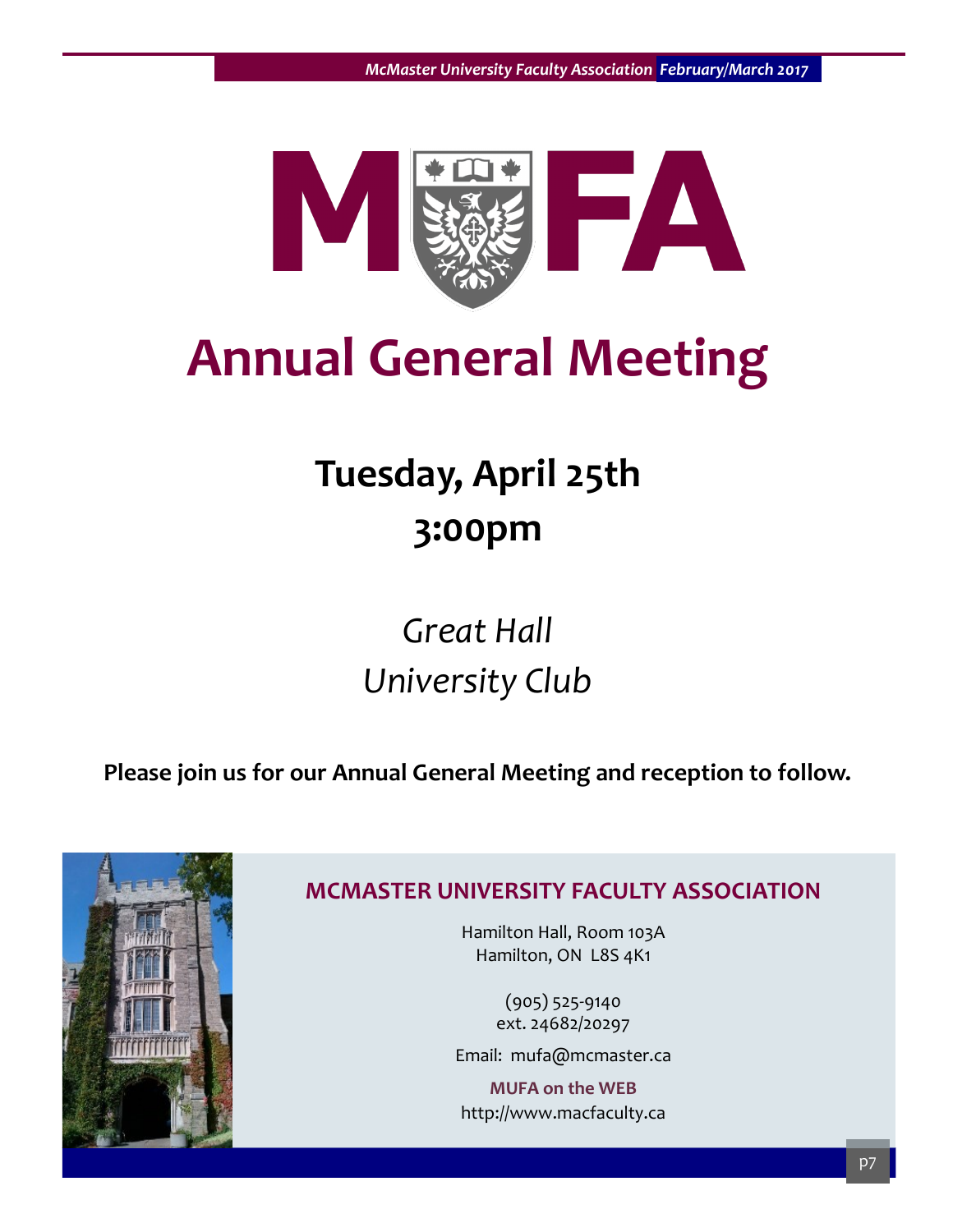# MUFA

# Annual General Meeting

## Tuesday, April 25th
## 3:00pm

*Great Hall*
*University Club*

**Please join us for our Annual General Meeting and reception to follow.**

### MCMASTER UNIVERSITY FACULTY ASSOCIATION

Hamilton Hall, Room 103A
Hamilton, ON L8S 4K1

(905) 525-9140
ext. 24682/20297

Email: mufa@mcmaster.ca

**MUFA on the WEB**
http://www.macfaculty.ca